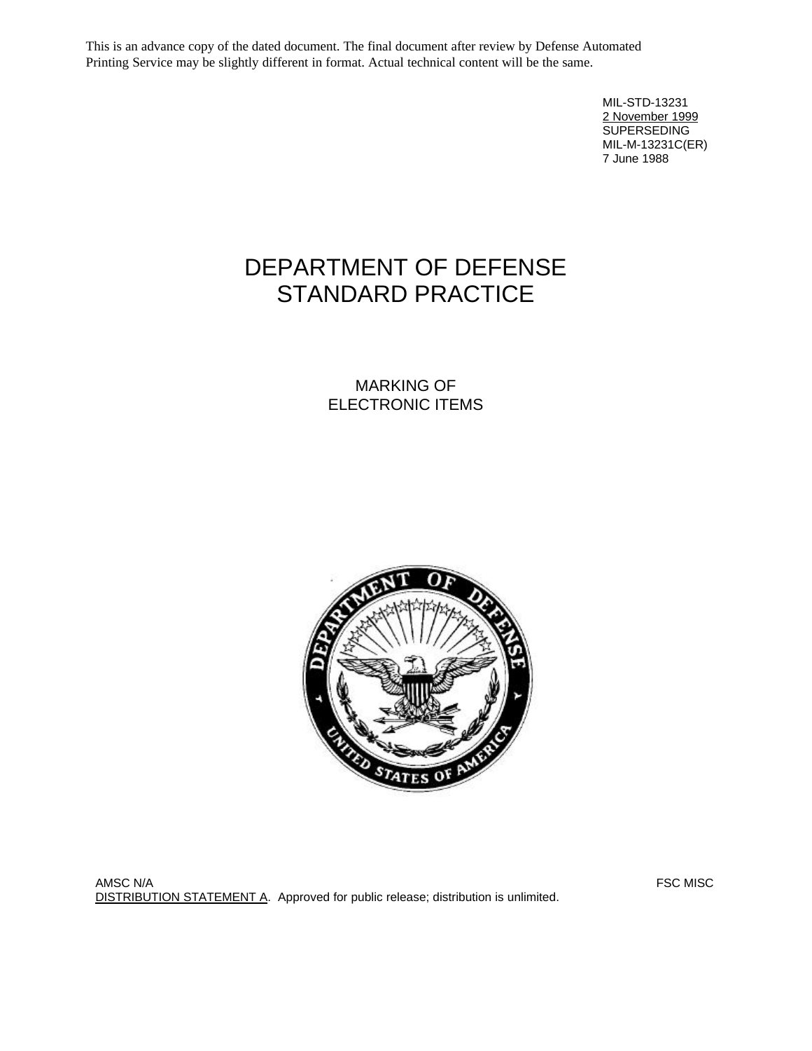This is an advance copy of the dated document. The final document after review by Defense Automated Printing Service may be slightly different in format. Actual technical content will be the same.

MIL-STD-13231
2 November 1999
SUPERSEDING
MIL-M-13231C(ER)
7 June 1988

# DEPARTMENT OF DEFENSE
# STANDARD PRACTICE

## MARKING OF
## ELECTRONIC ITEMS

AMSC N/A

FSC MISC

DISTRIBUTION STATEMENT A. Approved for public release; distribution is unlimited.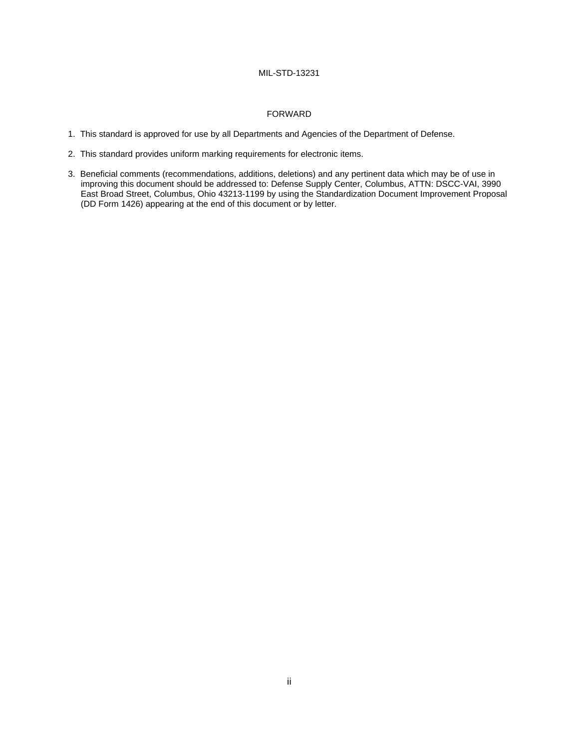## FORWARD

1. This standard is approved for use by all Departments and Agencies of the Department of Defense.

2. This standard provides uniform marking requirements for electronic items.

3. Beneficial comments (recommendations, additions, deletions) and any pertinent data which may be of use in improving this document should be addressed to: Defense Supply Center, Columbus, ATTN: DSCC-VAI, 3990 East Broad Street, Columbus, Ohio 43213-1199 by using the Standardization Document Improvement Proposal (DD Form 1426) appearing at the end of this document or by letter.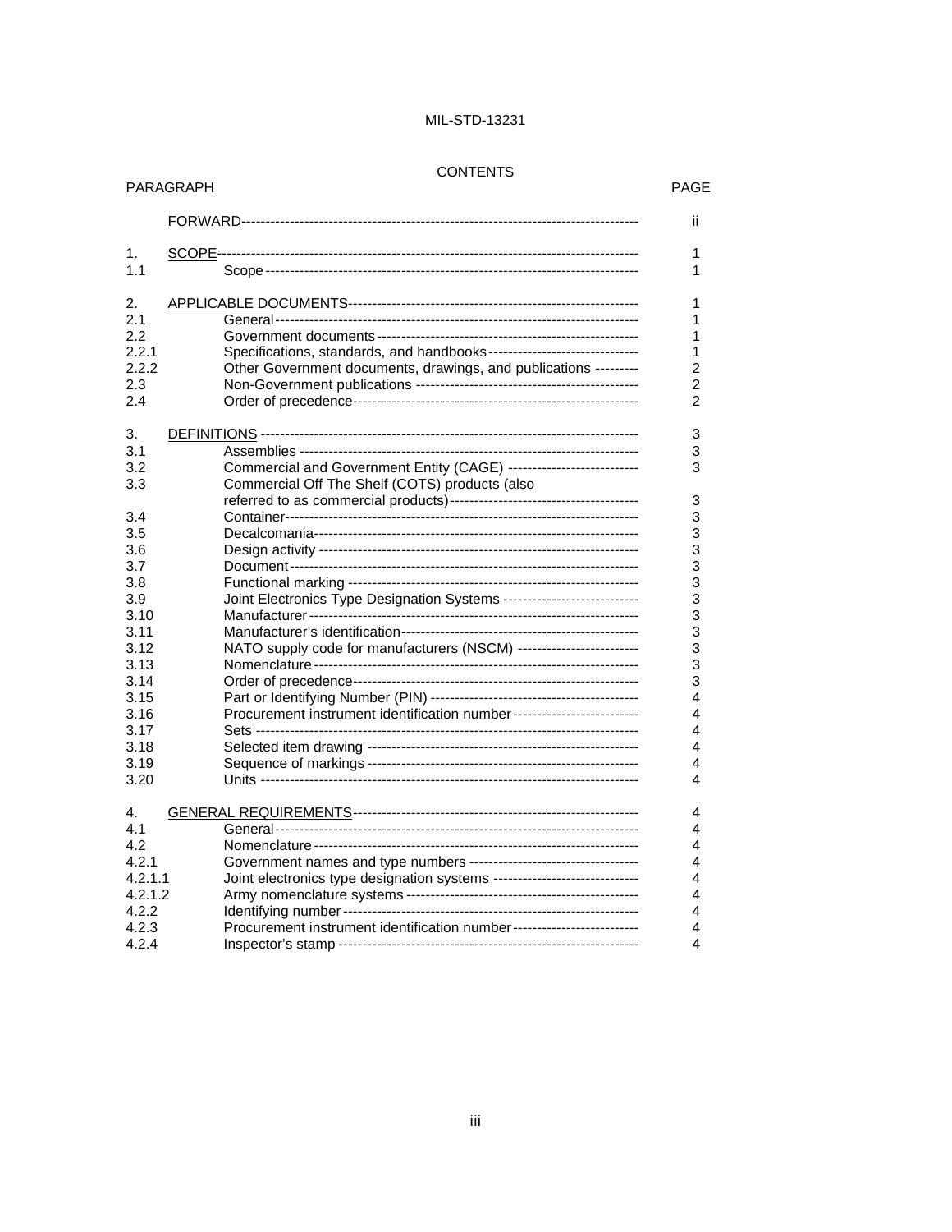# CONTENTS

| PARAGRAPH | | PAGE |
|---|---|---|
| | FORWARD | ii |
| 1. | SCOPE | 1 |
| 1.1 | Scope | 1 |
| 2. | APPLICABLE DOCUMENTS | 1 |
| 2.1 | General | 1 |
| 2.2 | Government documents | 1 |
| 2.2.1 | Specifications, standards, and handbooks | 1 |
| 2.2.2 | Other Government documents, drawings, and publications | 2 |
| 2.3 | Non-Government publications | 2 |
| 2.4 | Order of precedence | 2 |
| 3. | DEFINITIONS | 3 |
| 3.1 | Assemblies | 3 |
| 3.2 | Commercial and Government Entity (CAGE) | 3 |
| 3.3 | Commercial Off The Shelf (COTS) products (also referred to as commercial products) | 3 |
| 3.4 | Container | 3 |
| 3.5 | Decalcomania | 3 |
| 3.6 | Design activity | 3 |
| 3.7 | Document | 3 |
| 3.8 | Functional marking | 3 |
| 3.9 | Joint Electronics Type Designation Systems | 3 |
| 3.10 | Manufacturer | 3 |
| 3.11 | Manufacturer's identification | 3 |
| 3.12 | NATO supply code for manufacturers (NSCM) | 3 |
| 3.13 | Nomenclature | 3 |
| 3.14 | Order of precedence | 3 |
| 3.15 | Part or Identifying Number (PIN) | 4 |
| 3.16 | Procurement instrument identification number | 4 |
| 3.17 | Sets | 4 |
| 3.18 | Selected item drawing | 4 |
| 3.19 | Sequence of markings | 4 |
| 3.20 | Units | 4 |
| 4. | GENERAL REQUIREMENTS | 4 |
| 4.1 | General | 4 |
| 4.2 | Nomenclature | 4 |
| 4.2.1 | Government names and type numbers | 4 |
| 4.2.1.1 | Joint electronics type designation systems | 4 |
| 4.2.1.2 | Army nomenclature systems | 4 |
| 4.2.2 | Identifying number | 4 |
| 4.2.3 | Procurement instrument identification number | 4 |
| 4.2.4 | Inspector's stamp | 4 |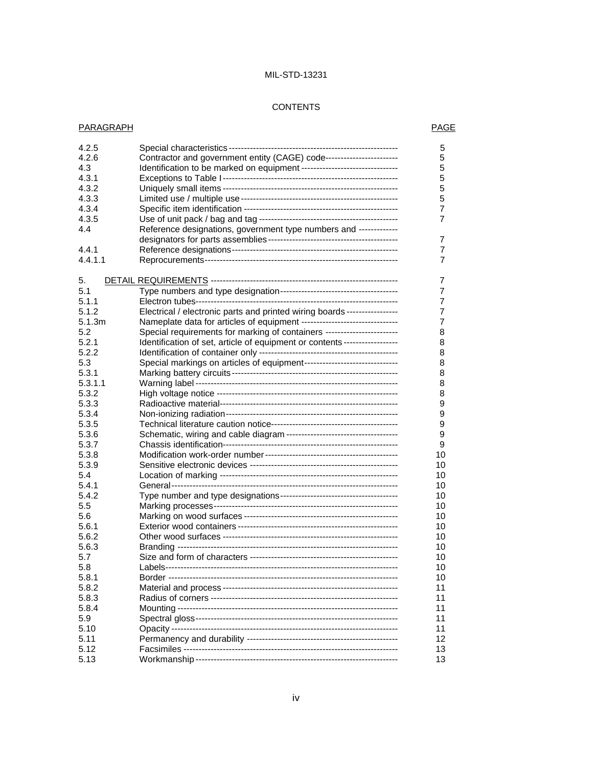CONTENTS

| PARAGRAPH | | PAGE |
|---|---|---|
| 4.2.5 | Special characteristics | 5 |
| 4.2.6 | Contractor and government entity (CAGE) code | 5 |
| 4.3 | Identification to be marked on equipment | 5 |
| 4.3.1 | Exceptions to Table I | 5 |
| 4.3.2 | Uniquely small items | 5 |
| 4.3.3 | Limited use / multiple use | 5 |
| 4.3.4 | Specific item identification | 7 |
| 4.3.5 | Use of unit pack / bag and tag | 7 |
| 4.4 | Reference designations, government type numbers and designators for parts assemblies | 7 |
| 4.4.1 | Reference designations | 7 |
| 4.4.1.1 | Reprocurements | 7 |
| 5. | DETAIL REQUIREMENTS | 7 |
| 5.1 | Type numbers and type designation | 7 |
| 5.1.1 | Electron tubes | 7 |
| 5.1.2 | Electrical / electronic parts and printed wiring boards | 7 |
| 5.1.3m | Nameplate data for articles of equipment | 7 |
| 5.2 | Special requirements for marking of containers | 8 |
| 5.2.1 | Identification of set, article of equipment or contents | 8 |
| 5.2.2 | Identification of container only | 8 |
| 5.3 | Special markings on articles of equipment | 8 |
| 5.3.1 | Marking battery circuits | 8 |
| 5.3.1.1 | Warning label | 8 |
| 5.3.2 | High voltage notice | 8 |
| 5.3.3 | Radioactive material | 9 |
| 5.3.4 | Non-ionizing radiation | 9 |
| 5.3.5 | Technical literature caution notice | 9 |
| 5.3.6 | Schematic, wiring and cable diagram | 9 |
| 5.3.7 | Chassis identification | 9 |
| 5.3.8 | Modification work-order number | 10 |
| 5.3.9 | Sensitive electronic devices | 10 |
| 5.4 | Location of marking | 10 |
| 5.4.1 | General | 10 |
| 5.4.2 | Type number and type designations | 10 |
| 5.5 | Marking processes | 10 |
| 5.6 | Marking on wood surfaces | 10 |
| 5.6.1 | Exterior wood containers | 10 |
| 5.6.2 | Other wood surfaces | 10 |
| 5.6.3 | Branding | 10 |
| 5.7 | Size and form of characters | 10 |
| 5.8 | Labels | 10 |
| 5.8.1 | Border | 10 |
| 5.8.2 | Material and process | 11 |
| 5.8.3 | Radius of corners | 11 |
| 5.8.4 | Mounting | 11 |
| 5.9 | Spectral gloss | 11 |
| 5.10 | Opacity | 11 |
| 5.11 | Permanency and durability | 12 |
| 5.12 | Facsimiles | 13 |
| 5.13 | Workmanship | 13 |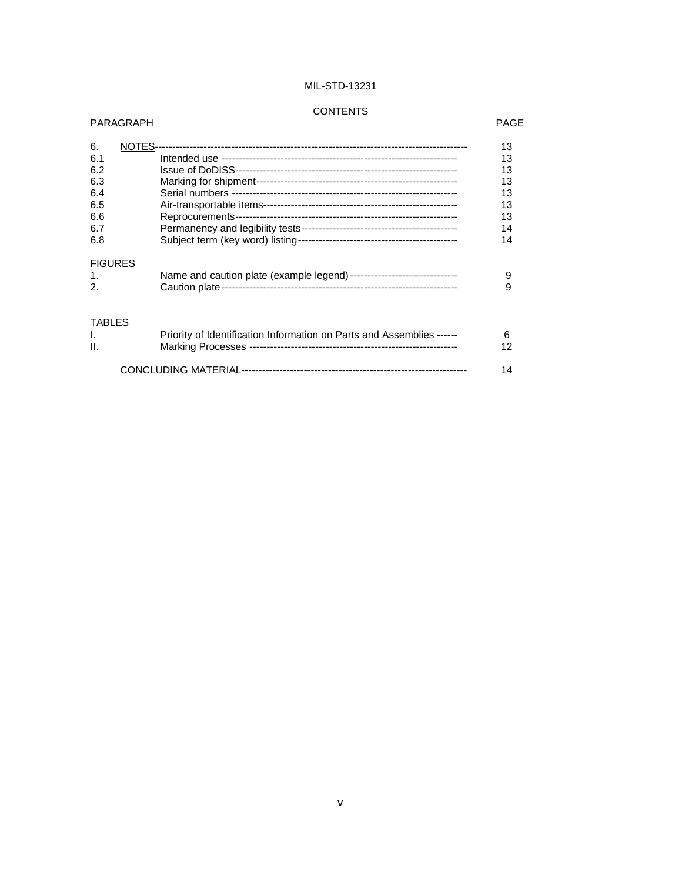## CONTENTS

| PARAGRAPH | | PAGE |
|---|---|---|
| 6. | NOTES | 13 |
| 6.1 | Intended use | 13 |
| 6.2 | Issue of DoDISS | 13 |
| 6.3 | Marking for shipment | 13 |
| 6.4 | Serial numbers | 13 |
| 6.5 | Air-transportable items | 13 |
| 6.6 | Reprocurements | 13 |
| 6.7 | Permanency and legibility tests | 14 |
| 6.8 | Subject term (key word) listing | 14 |
| FIGURES | | |
| 1. | Name and caution plate (example legend) | 9 |
| 2. | Caution plate | 9 |
| TABLES | | |
| I. | Priority of Identification Information on Parts and Assemblies | 6 |
| II. | Marking Processes | 12 |
| | CONCLUDING MATERIAL | 14 |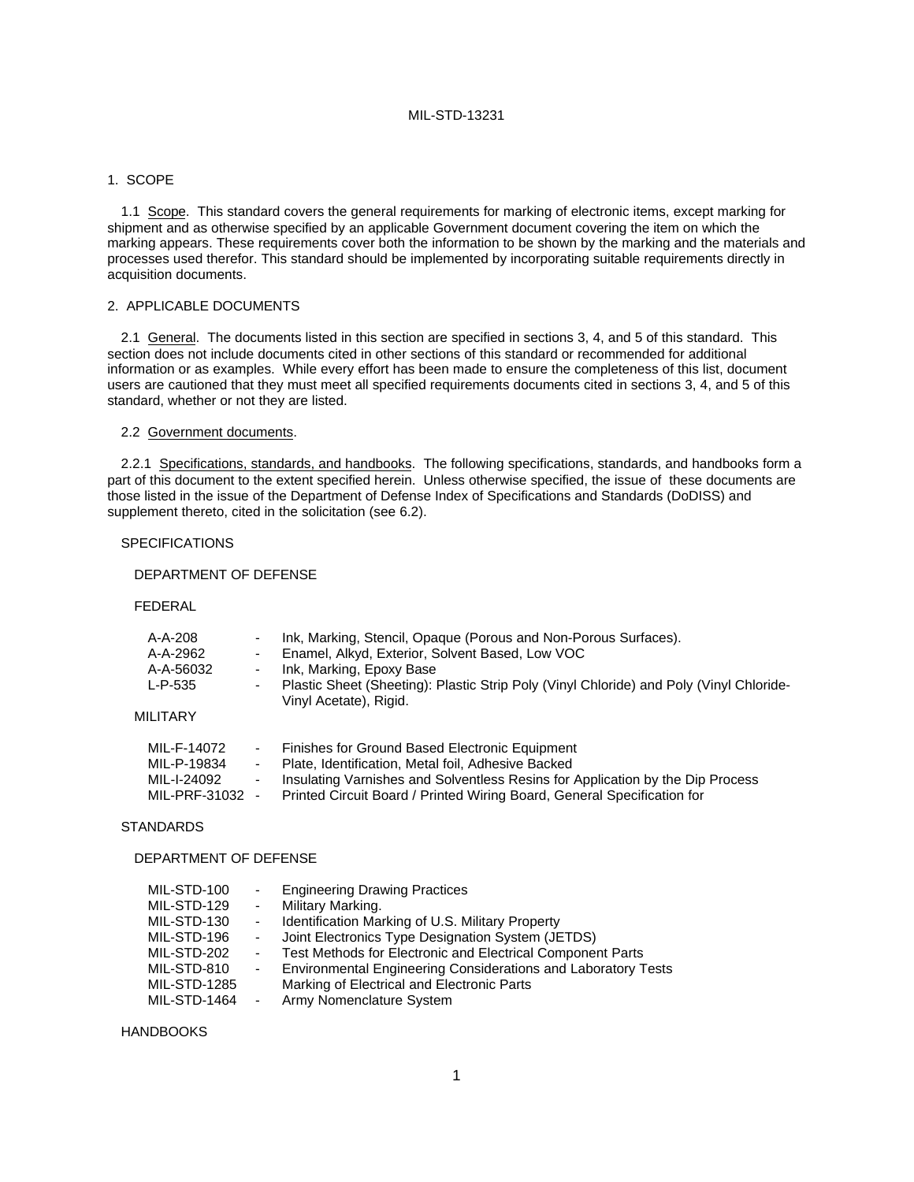## 1. SCOPE

1.1 Scope. This standard covers the general requirements for marking of electronic items, except marking for shipment and as otherwise specified by an applicable Government document covering the item on which the marking appears. These requirements cover both the information to be shown by the marking and the materials and processes used therefor. This standard should be implemented by incorporating suitable requirements directly in acquisition documents.

## 2. APPLICABLE DOCUMENTS

2.1 General. The documents listed in this section are specified in sections 3, 4, and 5 of this standard. This section does not include documents cited in other sections of this standard or recommended for additional information or as examples. While every effort has been made to ensure the completeness of this list, document users are cautioned that they must meet all specified requirements documents cited in sections 3, 4, and 5 of this standard, whether or not they are listed.

2.2 Government documents.

2.2.1 Specifications, standards, and handbooks. The following specifications, standards, and handbooks form a part of this document to the extent specified herein. Unless otherwise specified, the issue of these documents are those listed in the issue of the Department of Defense Index of Specifications and Standards (DoDISS) and supplement thereto, cited in the solicitation (see 6.2).

SPECIFICATIONS

DEPARTMENT OF DEFENSE

FEDERAL

- A-A-208 - Ink, Marking, Stencil, Opaque (Porous and Non-Porous Surfaces).
- A-A-2962 - Enamel, Alkyd, Exterior, Solvent Based, Low VOC
- A-A-56032 - Ink, Marking, Epoxy Base
- L-P-535 - Plastic Sheet (Sheeting): Plastic Strip Poly (Vinyl Chloride) and Poly (Vinyl Chloride-Vinyl Acetate), Rigid.

MILITARY

- MIL-F-14072 - Finishes for Ground Based Electronic Equipment
- MIL-P-19834 - Plate, Identification, Metal foil, Adhesive Backed
- MIL-I-24092 - Insulating Varnishes and Solventless Resins for Application by the Dip Process
- MIL-PRF-31032 - Printed Circuit Board / Printed Wiring Board, General Specification for

STANDARDS

DEPARTMENT OF DEFENSE

- MIL-STD-100 - Engineering Drawing Practices
- MIL-STD-129 - Military Marking.
- MIL-STD-130 - Identification Marking of U.S. Military Property
- MIL-STD-196 - Joint Electronics Type Designation System (JETDS)
- MIL-STD-202 - Test Methods for Electronic and Electrical Component Parts
- MIL-STD-810 - Environmental Engineering Considerations and Laboratory Tests
- MIL-STD-1285 Marking of Electrical and Electronic Parts
- MIL-STD-1464 - Army Nomenclature System

HANDBOOKS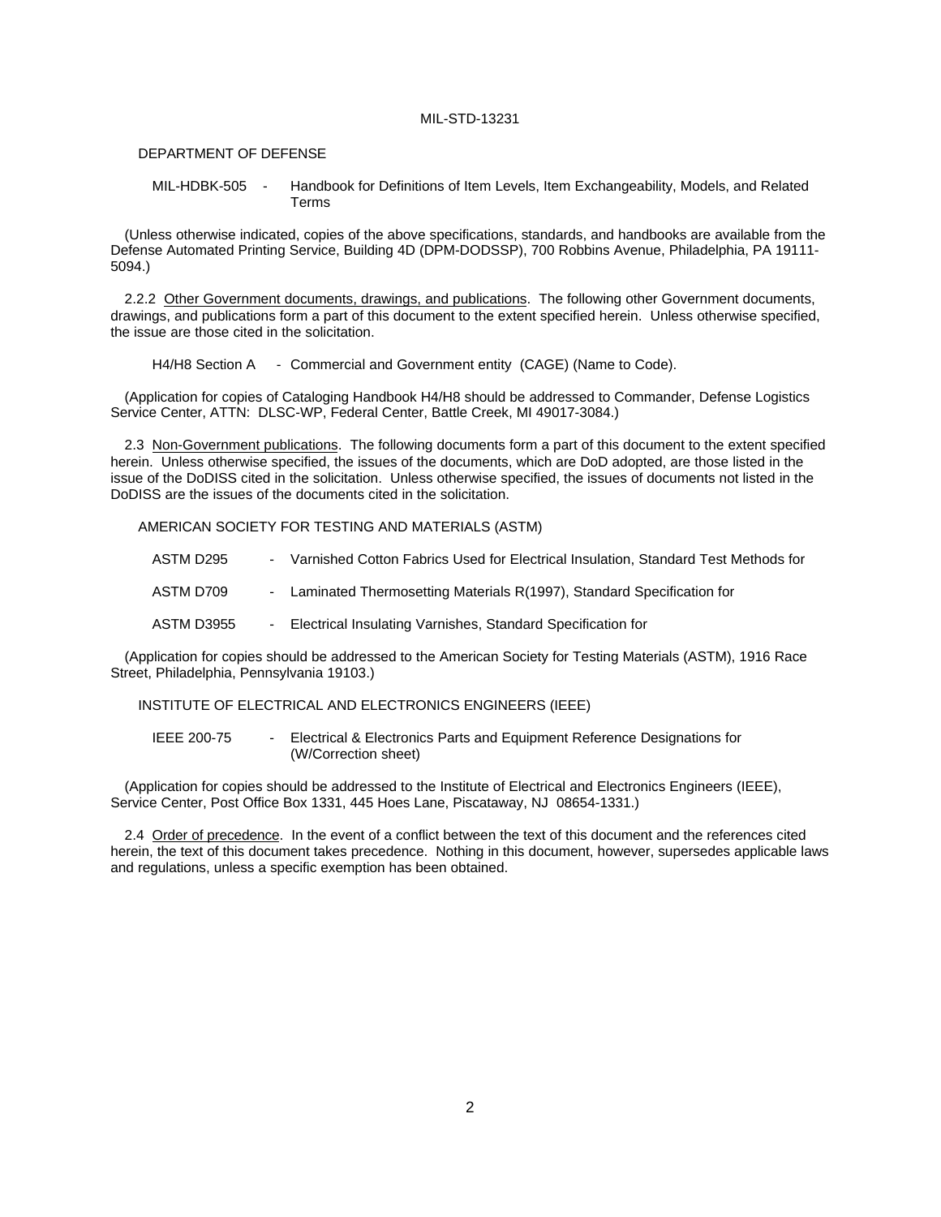DEPARTMENT OF DEFENSE

MIL-HDBK-505 - Handbook for Definitions of Item Levels, Item Exchangeability, Models, and Related Terms

(Unless otherwise indicated, copies of the above specifications, standards, and handbooks are available from the Defense Automated Printing Service, Building 4D (DPM-DODSSP), 700 Robbins Avenue, Philadelphia, PA 19111-5094.)

2.2.2 Other Government documents, drawings, and publications. The following other Government documents, drawings, and publications form a part of this document to the extent specified herein. Unless otherwise specified, the issue are those cited in the solicitation.

H4/H8 Section A - Commercial and Government entity (CAGE) (Name to Code).

(Application for copies of Cataloging Handbook H4/H8 should be addressed to Commander, Defense Logistics Service Center, ATTN: DLSC-WP, Federal Center, Battle Creek, MI 49017-3084.)

2.3 Non-Government publications. The following documents form a part of this document to the extent specified herein. Unless otherwise specified, the issues of the documents, which are DoD adopted, are those listed in the issue of the DoDISS cited in the solicitation. Unless otherwise specified, the issues of documents not listed in the DoDISS are the issues of the documents cited in the solicitation.

AMERICAN SOCIETY FOR TESTING AND MATERIALS (ASTM)

ASTM D295 - Varnished Cotton Fabrics Used for Electrical Insulation, Standard Test Methods for

ASTM D709 - Laminated Thermosetting Materials R(1997), Standard Specification for

ASTM D3955 - Electrical Insulating Varnishes, Standard Specification for

(Application for copies should be addressed to the American Society for Testing Materials (ASTM), 1916 Race Street, Philadelphia, Pennsylvania 19103.)

INSTITUTE OF ELECTRICAL AND ELECTRONICS ENGINEERS (IEEE)

IEEE 200-75 - Electrical & Electronics Parts and Equipment Reference Designations for (W/Correction sheet)

(Application for copies should be addressed to the Institute of Electrical and Electronics Engineers (IEEE), Service Center, Post Office Box 1331, 445 Hoes Lane, Piscataway, NJ 08654-1331.)

2.4 Order of precedence. In the event of a conflict between the text of this document and the references cited herein, the text of this document takes precedence. Nothing in this document, however, supersedes applicable laws and regulations, unless a specific exemption has been obtained.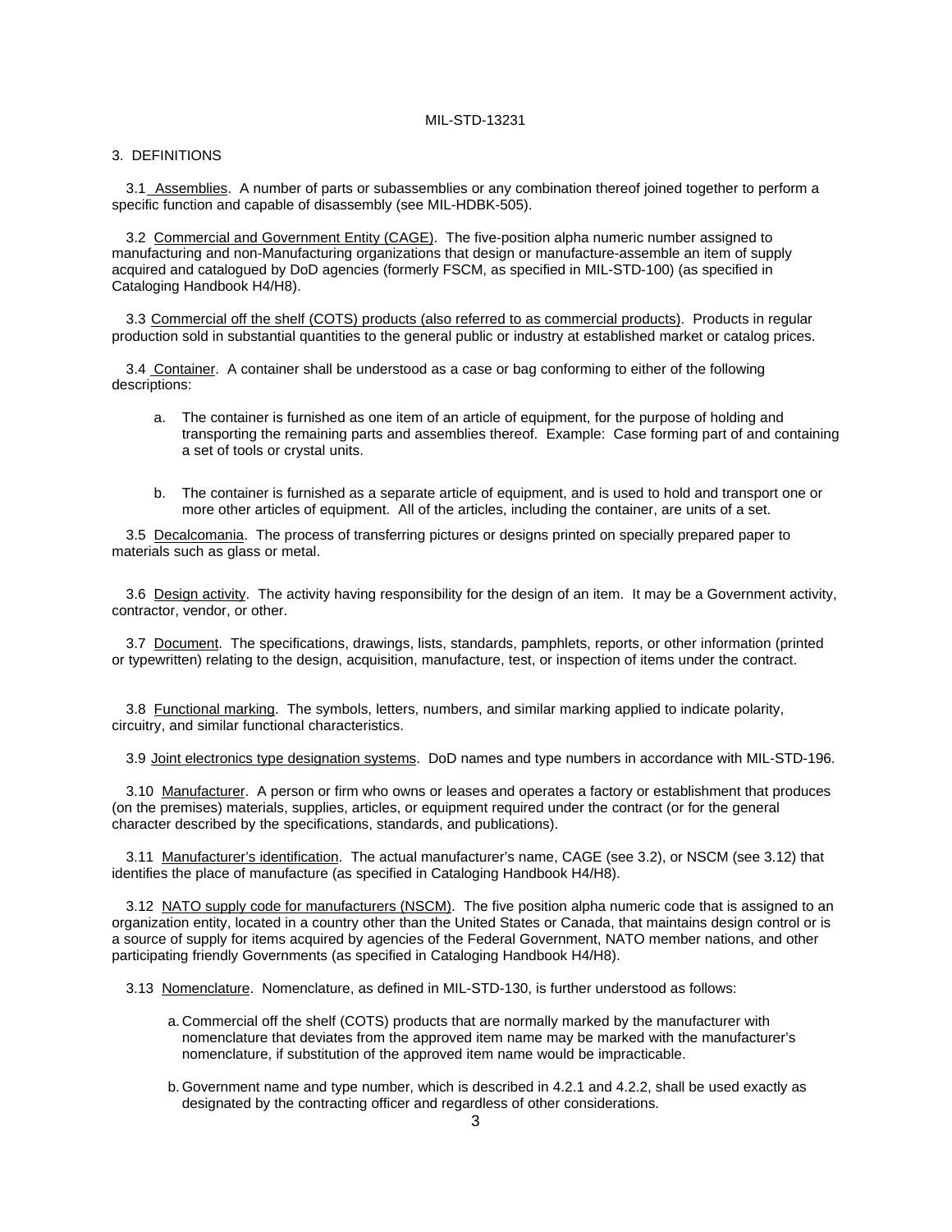## 3. DEFINITIONS

3.1 Assemblies. A number of parts or subassemblies or any combination thereof joined together to perform a specific function and capable of disassembly (see MIL-HDBK-505).

3.2 Commercial and Government Entity (CAGE). The five-position alpha numeric number assigned to manufacturing and non-Manufacturing organizations that design or manufacture-assemble an item of supply acquired and catalogued by DoD agencies (formerly FSCM, as specified in MIL-STD-100) (as specified in Cataloging Handbook H4/H8).

3.3 Commercial off the shelf (COTS) products (also referred to as commercial products). Products in regular production sold in substantial quantities to the general public or industry at established market or catalog prices.

3.4 Container. A container shall be understood as a case or bag conforming to either of the following descriptions:

a. The container is furnished as one item of an article of equipment, for the purpose of holding and transporting the remaining parts and assemblies thereof. Example: Case forming part of and containing a set of tools or crystal units.

b. The container is furnished as a separate article of equipment, and is used to hold and transport one or more other articles of equipment. All of the articles, including the container, are units of a set.

3.5 Decalcomania. The process of transferring pictures or designs printed on specially prepared paper to materials such as glass or metal.

3.6 Design activity. The activity having responsibility for the design of an item. It may be a Government activity, contractor, vendor, or other.

3.7 Document. The specifications, drawings, lists, standards, pamphlets, reports, or other information (printed or typewritten) relating to the design, acquisition, manufacture, test, or inspection of items under the contract.

3.8 Functional marking. The symbols, letters, numbers, and similar marking applied to indicate polarity, circuitry, and similar functional characteristics.

3.9 Joint electronics type designation systems. DoD names and type numbers in accordance with MIL-STD-196.

3.10 Manufacturer. A person or firm who owns or leases and operates a factory or establishment that produces (on the premises) materials, supplies, articles, or equipment required under the contract (or for the general character described by the specifications, standards, and publications).

3.11 Manufacturer's identification. The actual manufacturer's name, CAGE (see 3.2), or NSCM (see 3.12) that identifies the place of manufacture (as specified in Cataloging Handbook H4/H8).

3.12 NATO supply code for manufacturers (NSCM). The five position alpha numeric code that is assigned to an organization entity, located in a country other than the United States or Canada, that maintains design control or is a source of supply for items acquired by agencies of the Federal Government, NATO member nations, and other participating friendly Governments (as specified in Cataloging Handbook H4/H8).

3.13 Nomenclature. Nomenclature, as defined in MIL-STD-130, is further understood as follows:

a. Commercial off the shelf (COTS) products that are normally marked by the manufacturer with nomenclature that deviates from the approved item name may be marked with the manufacturer's nomenclature, if substitution of the approved item name would be impracticable.

b. Government name and type number, which is described in 4.2.1 and 4.2.2, shall be used exactly as designated by the contracting officer and regardless of other considerations.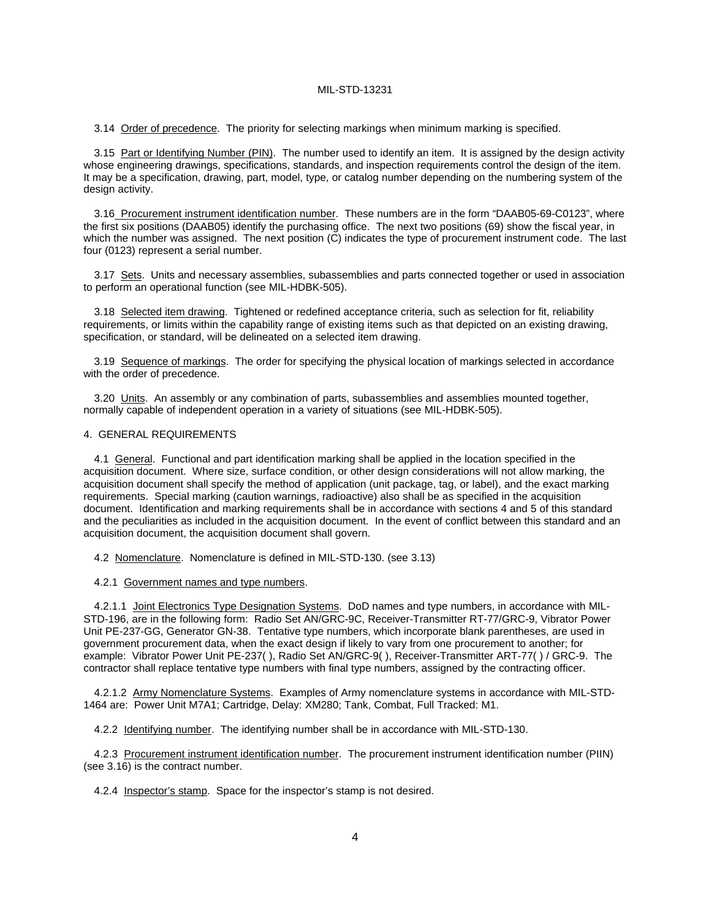3.14 Order of precedence. The priority for selecting markings when minimum marking is specified.

3.15 Part or Identifying Number (PIN). The number used to identify an item. It is assigned by the design activity whose engineering drawings, specifications, standards, and inspection requirements control the design of the item. It may be a specification, drawing, part, model, type, or catalog number depending on the numbering system of the design activity.

3.16 Procurement instrument identification number. These numbers are in the form "DAAB05-69-C0123", where the first six positions (DAAB05) identify the purchasing office. The next two positions (69) show the fiscal year, in which the number was assigned. The next position (C) indicates the type of procurement instrument code. The last four (0123) represent a serial number.

3.17 Sets. Units and necessary assemblies, subassemblies and parts connected together or used in association to perform an operational function (see MIL-HDBK-505).

3.18 Selected item drawing. Tightened or redefined acceptance criteria, such as selection for fit, reliability requirements, or limits within the capability range of existing items such as that depicted on an existing drawing, specification, or standard, will be delineated on a selected item drawing.

3.19 Sequence of markings. The order for specifying the physical location of markings selected in accordance with the order of precedence.

3.20 Units. An assembly or any combination of parts, subassemblies and assemblies mounted together, normally capable of independent operation in a variety of situations (see MIL-HDBK-505).

## 4. GENERAL REQUIREMENTS

4.1 General. Functional and part identification marking shall be applied in the location specified in the acquisition document. Where size, surface condition, or other design considerations will not allow marking, the acquisition document shall specify the method of application (unit package, tag, or label), and the exact marking requirements. Special marking (caution warnings, radioactive) also shall be as specified in the acquisition document. Identification and marking requirements shall be in accordance with sections 4 and 5 of this standard and the peculiarities as included in the acquisition document. In the event of conflict between this standard and an acquisition document, the acquisition document shall govern.

4.2 Nomenclature. Nomenclature is defined in MIL-STD-130. (see 3.13)

4.2.1 Government names and type numbers.

4.2.1.1 Joint Electronics Type Designation Systems. DoD names and type numbers, in accordance with MIL-STD-196, are in the following form: Radio Set AN/GRC-9C, Receiver-Transmitter RT-77/GRC-9, Vibrator Power Unit PE-237-GG, Generator GN-38. Tentative type numbers, which incorporate blank parentheses, are used in government procurement data, when the exact design if likely to vary from one procurement to another; for example: Vibrator Power Unit PE-237( ), Radio Set AN/GRC-9( ), Receiver-Transmitter ART-77( ) / GRC-9. The contractor shall replace tentative type numbers with final type numbers, assigned by the contracting officer.

4.2.1.2 Army Nomenclature Systems. Examples of Army nomenclature systems in accordance with MIL-STD-1464 are: Power Unit M7A1; Cartridge, Delay: XM280; Tank, Combat, Full Tracked: M1.

4.2.2 Identifying number. The identifying number shall be in accordance with MIL-STD-130.

4.2.3 Procurement instrument identification number. The procurement instrument identification number (PIIN) (see 3.16) is the contract number.

4.2.4 Inspector's stamp. Space for the inspector's stamp is not desired.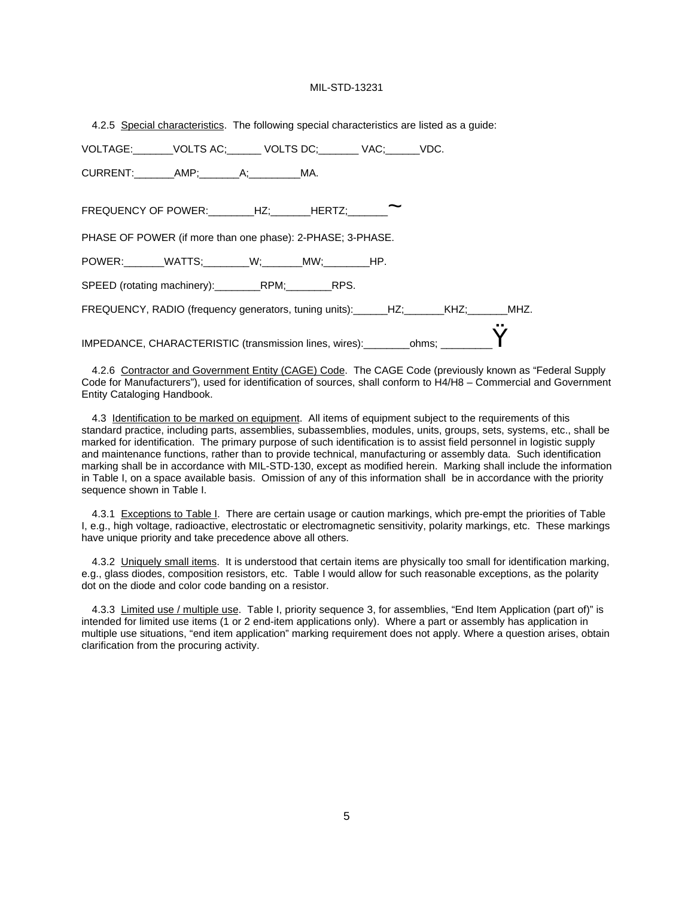4.2.5 Special characteristics. The following special characteristics are listed as a guide:

VOLTAGE:_______VOLTS AC;______ VOLTS DC;_______ VAC;______VDC.

CURRENT:_______AMP;_______A;_________MA.

FREQUENCY OF POWER:________HZ;_______HERTZ;_______~

PHASE OF POWER (if more than one phase): 2-PHASE; 3-PHASE.

POWER:_______WATTS;________W;_______MW;________HP.

SPEED (rotating machinery):________RPM;________RPS.

FREQUENCY, RADIO (frequency generators, tuning units):______HZ;_______KHZ;_______MHZ.

IMPEDANCE, CHARACTERISTIC (transmission lines, wires):________ohms; _________Ÿ

4.2.6 Contractor and Government Entity (CAGE) Code. The CAGE Code (previously known as "Federal Supply Code for Manufacturers"), used for identification of sources, shall conform to H4/H8 – Commercial and Government Entity Cataloging Handbook.

4.3 Identification to be marked on equipment. All items of equipment subject to the requirements of this standard practice, including parts, assemblies, subassemblies, modules, units, groups, sets, systems, etc., shall be marked for identification. The primary purpose of such identification is to assist field personnel in logistic supply and maintenance functions, rather than to provide technical, manufacturing or assembly data. Such identification marking shall be in accordance with MIL-STD-130, except as modified herein. Marking shall include the information in Table I, on a space available basis. Omission of any of this information shall be in accordance with the priority sequence shown in Table I.

4.3.1 Exceptions to Table I. There are certain usage or caution markings, which pre-empt the priorities of Table I, e.g., high voltage, radioactive, electrostatic or electromagnetic sensitivity, polarity markings, etc. These markings have unique priority and take precedence above all others.

4.3.2 Uniquely small items. It is understood that certain items are physically too small for identification marking, e.g., glass diodes, composition resistors, etc. Table I would allow for such reasonable exceptions, as the polarity dot on the diode and color code banding on a resistor.

4.3.3 Limited use / multiple use. Table I, priority sequence 3, for assemblies, "End Item Application (part of)" is intended for limited use items (1 or 2 end-item applications only). Where a part or assembly has application in multiple use situations, "end item application" marking requirement does not apply. Where a question arises, obtain clarification from the procuring activity.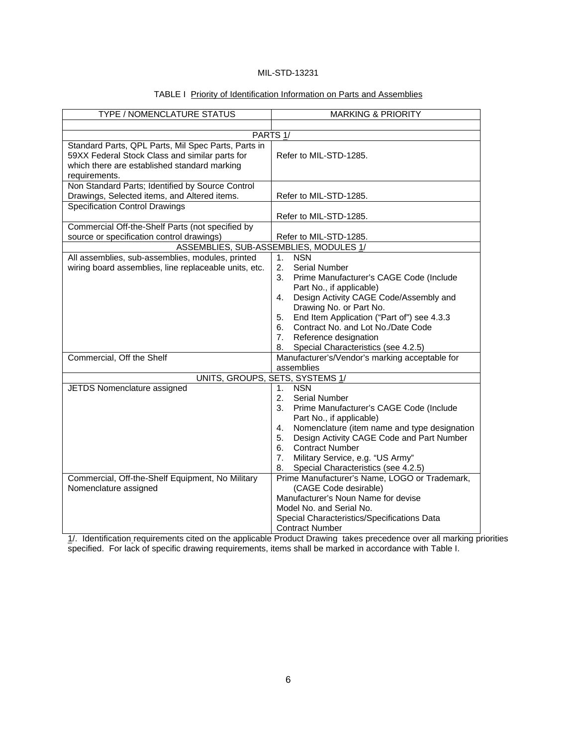TABLE I Priority of Identification Information on Parts and Assemblies

| TYPE / NOMENCLATURE STATUS | MARKING & PRIORITY |
|---|---|
| | |
| PARTS 1/ | |
| Standard Parts, QPL Parts, Mil Spec Parts, Parts in 59XX Federal Stock Class and similar parts for which there are established standard marking requirements. | Refer to MIL-STD-1285. |
| Non Standard Parts; Identified by Source Control Drawings, Selected items, and Altered items. | Refer to MIL-STD-1285. |
| Specification Control Drawings | Refer to MIL-STD-1285. |
| Commercial Off-the-Shelf Parts (not specified by source or specification control drawings) | Refer to MIL-STD-1285. |
| ASSEMBLIES, SUB-ASSEMBLIES, MODULES 1/ | |
| All assemblies, sub-assemblies, modules, printed wiring board assemblies, line replaceable units, etc. | 1. NSN<br>2. Serial Number<br>3. Prime Manufacturer's CAGE Code (Include Part No., if applicable)<br>4. Design Activity CAGE Code/Assembly and Drawing No. or Part No.<br>5. End Item Application ("Part of") see 4.3.3<br>6. Contract No. and Lot No./Date Code<br>7. Reference designation<br>8. Special Characteristics (see 4.2.5) |
| Commercial, Off the Shelf | Manufacturer's/Vendor's marking acceptable for assemblies |
| UNITS, GROUPS, SETS, SYSTEMS 1/ | |
| JETDS Nomenclature assigned | 1. NSN<br>2. Serial Number<br>3. Prime Manufacturer's CAGE Code (Include Part No., if applicable)<br>4. Nomenclature (item name and type designation<br>5. Design Activity CAGE Code and Part Number<br>6. Contract Number<br>7. Military Service, e.g. "US Army"<br>8. Special Characteristics (see 4.2.5) |
| Commercial, Off-the-Shelf Equipment, No Military Nomenclature assigned | Prime Manufacturer's Name, LOGO or Trademark, (CAGE Code desirable)<br>Manufacturer's Noun Name for devise<br>Model No. and Serial No.<br>Special Characteristics/Specifications Data<br>Contract Number |

1/. Identification requirements cited on the applicable Product Drawing takes precedence over all marking priorities specified. For lack of specific drawing requirements, items shall be marked in accordance with Table I.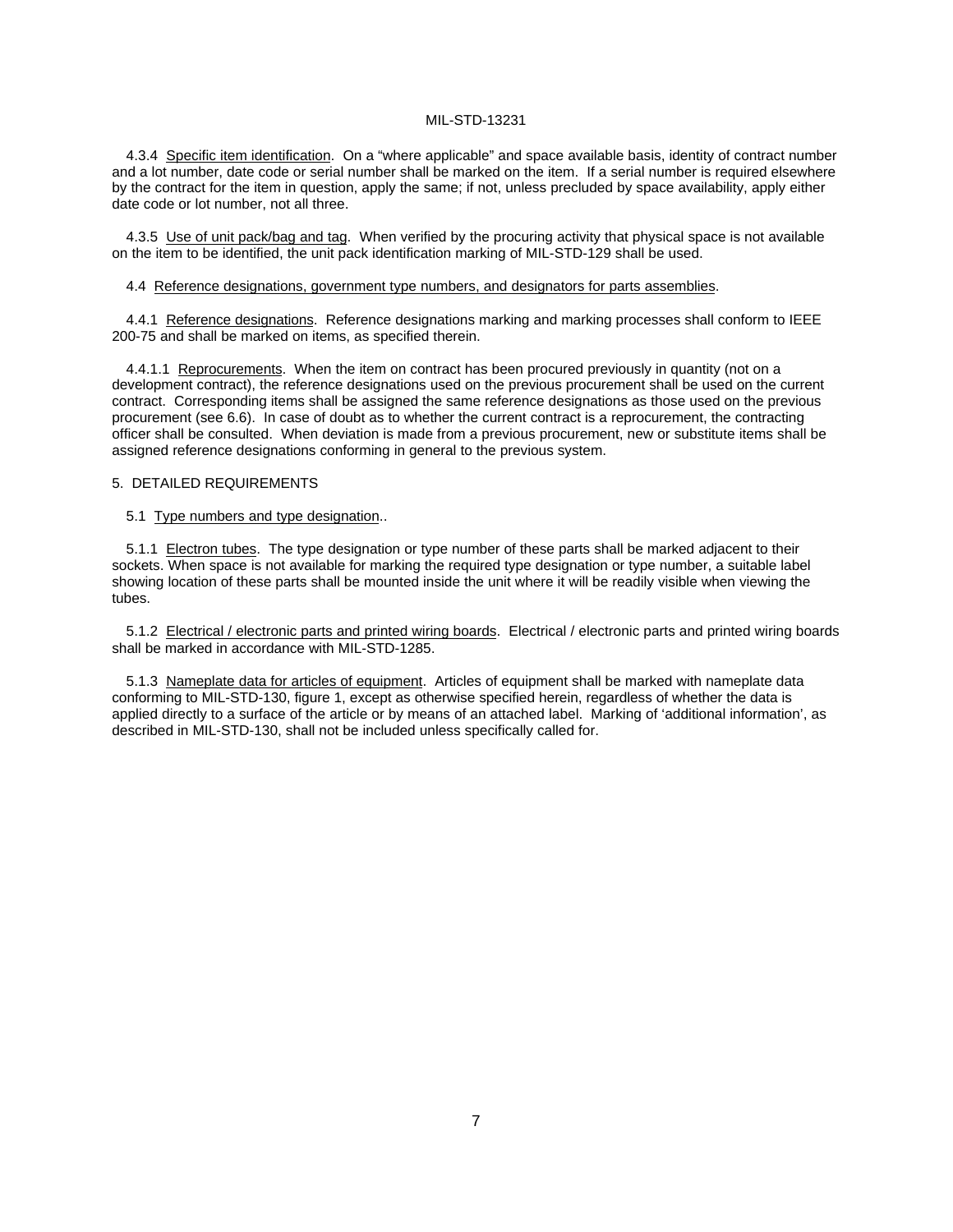4.3.4 Specific item identification. On a “where applicable” and space available basis, identity of contract number and a lot number, date code or serial number shall be marked on the item. If a serial number is required elsewhere by the contract for the item in question, apply the same; if not, unless precluded by space availability, apply either date code or lot number, not all three.

4.3.5 Use of unit pack/bag and tag. When verified by the procuring activity that physical space is not available on the item to be identified, the unit pack identification marking of MIL-STD-129 shall be used.

4.4 Reference designations, government type numbers, and designators for parts assemblies.

4.4.1 Reference designations. Reference designations marking and marking processes shall conform to IEEE 200-75 and shall be marked on items, as specified therein.

4.4.1.1 Reprocurements. When the item on contract has been procured previously in quantity (not on a development contract), the reference designations used on the previous procurement shall be used on the current contract. Corresponding items shall be assigned the same reference designations as those used on the previous procurement (see 6.6). In case of doubt as to whether the current contract is a reprocurement, the contracting officer shall be consulted. When deviation is made from a previous procurement, new or substitute items shall be assigned reference designations conforming in general to the previous system.

## 5. DETAILED REQUIREMENTS

5.1 Type numbers and type designation..

5.1.1 Electron tubes. The type designation or type number of these parts shall be marked adjacent to their sockets. When space is not available for marking the required type designation or type number, a suitable label showing location of these parts shall be mounted inside the unit where it will be readily visible when viewing the tubes.

5.1.2 Electrical / electronic parts and printed wiring boards. Electrical / electronic parts and printed wiring boards shall be marked in accordance with MIL-STD-1285.

5.1.3 Nameplate data for articles of equipment. Articles of equipment shall be marked with nameplate data conforming to MIL-STD-130, figure 1, except as otherwise specified herein, regardless of whether the data is applied directly to a surface of the article or by means of an attached label. Marking of ‘additional information’, as described in MIL-STD-130, shall not be included unless specifically called for.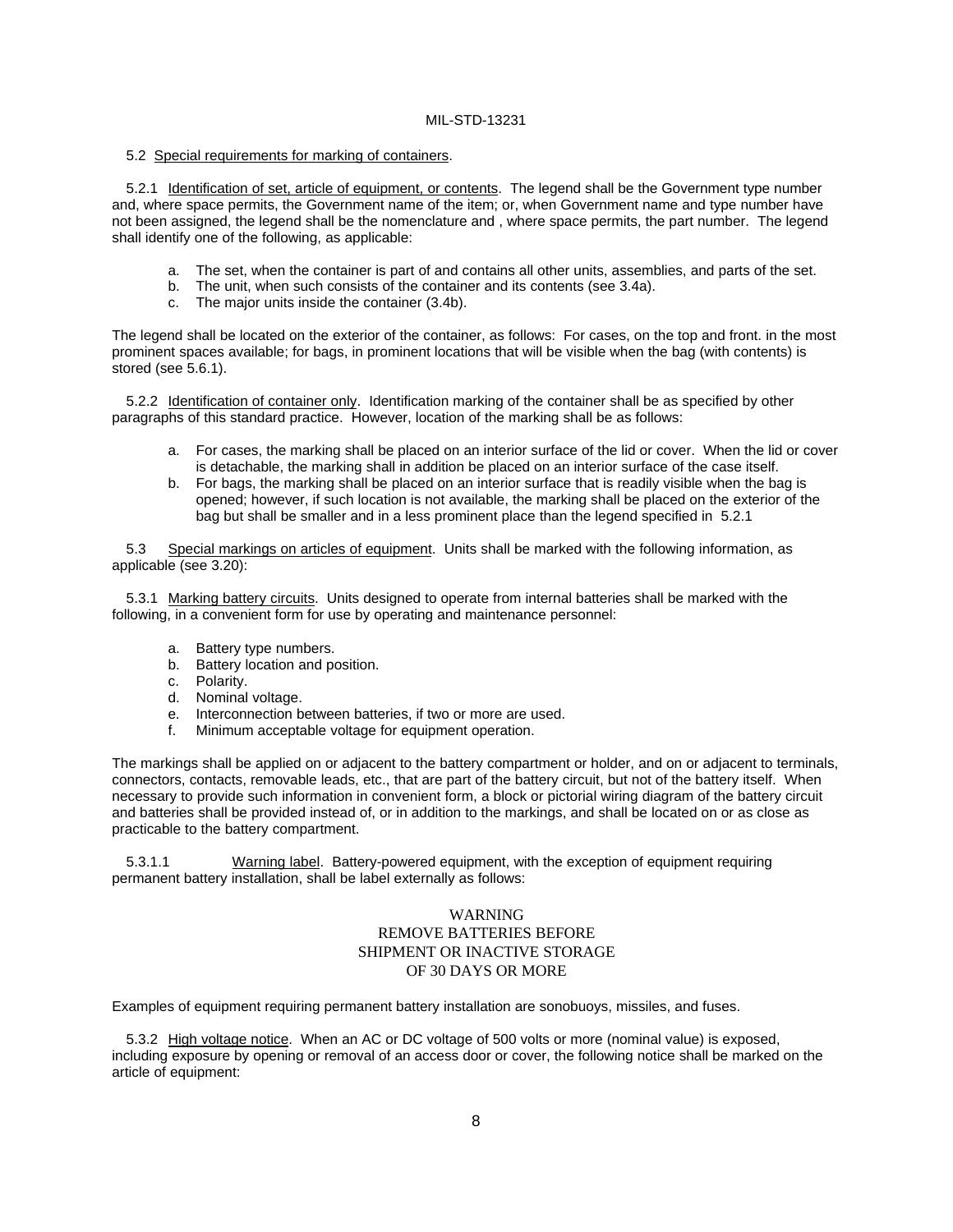5.2 Special requirements for marking of containers.

5.2.1 Identification of set, article of equipment, or contents. The legend shall be the Government type number and, where space permits, the Government name of the item; or, when Government name and type number have not been assigned, the legend shall be the nomenclature and , where space permits, the part number. The legend shall identify one of the following, as applicable:

a. The set, when the container is part of and contains all other units, assemblies, and parts of the set.
b. The unit, when such consists of the container and its contents (see 3.4a).
c. The major units inside the container (3.4b).

The legend shall be located on the exterior of the container, as follows: For cases, on the top and front. in the most prominent spaces available; for bags, in prominent locations that will be visible when the bag (with contents) is stored (see 5.6.1).

5.2.2 Identification of container only. Identification marking of the container shall be as specified by other paragraphs of this standard practice. However, location of the marking shall be as follows:

a. For cases, the marking shall be placed on an interior surface of the lid or cover. When the lid or cover is detachable, the marking shall in addition be placed on an interior surface of the case itself.
b. For bags, the marking shall be placed on an interior surface that is readily visible when the bag is opened; however, if such location is not available, the marking shall be placed on the exterior of the bag but shall be smaller and in a less prominent place than the legend specified in 5.2.1

5.3 Special markings on articles of equipment. Units shall be marked with the following information, as applicable (see 3.20):

5.3.1 Marking battery circuits. Units designed to operate from internal batteries shall be marked with the following, in a convenient form for use by operating and maintenance personnel:

a. Battery type numbers.
b. Battery location and position.
c. Polarity.
d. Nominal voltage.
e. Interconnection between batteries, if two or more are used.
f. Minimum acceptable voltage for equipment operation.

The markings shall be applied on or adjacent to the battery compartment or holder, and on or adjacent to terminals, connectors, contacts, removable leads, etc., that are part of the battery circuit, but not of the battery itself. When necessary to provide such information in convenient form, a block or pictorial wiring diagram of the battery circuit and batteries shall be provided instead of, or in addition to the markings, and shall be located on or as close as practicable to the battery compartment.

5.3.1.1 Warning label. Battery-powered equipment, with the exception of equipment requiring permanent battery installation, shall be label externally as follows:

WARNING
REMOVE BATTERIES BEFORE
SHIPMENT OR INACTIVE STORAGE
OF 30 DAYS OR MORE

Examples of equipment requiring permanent battery installation are sonobuoys, missiles, and fuses.

5.3.2 High voltage notice. When an AC or DC voltage of 500 volts or more (nominal value) is exposed, including exposure by opening or removal of an access door or cover, the following notice shall be marked on the article of equipment: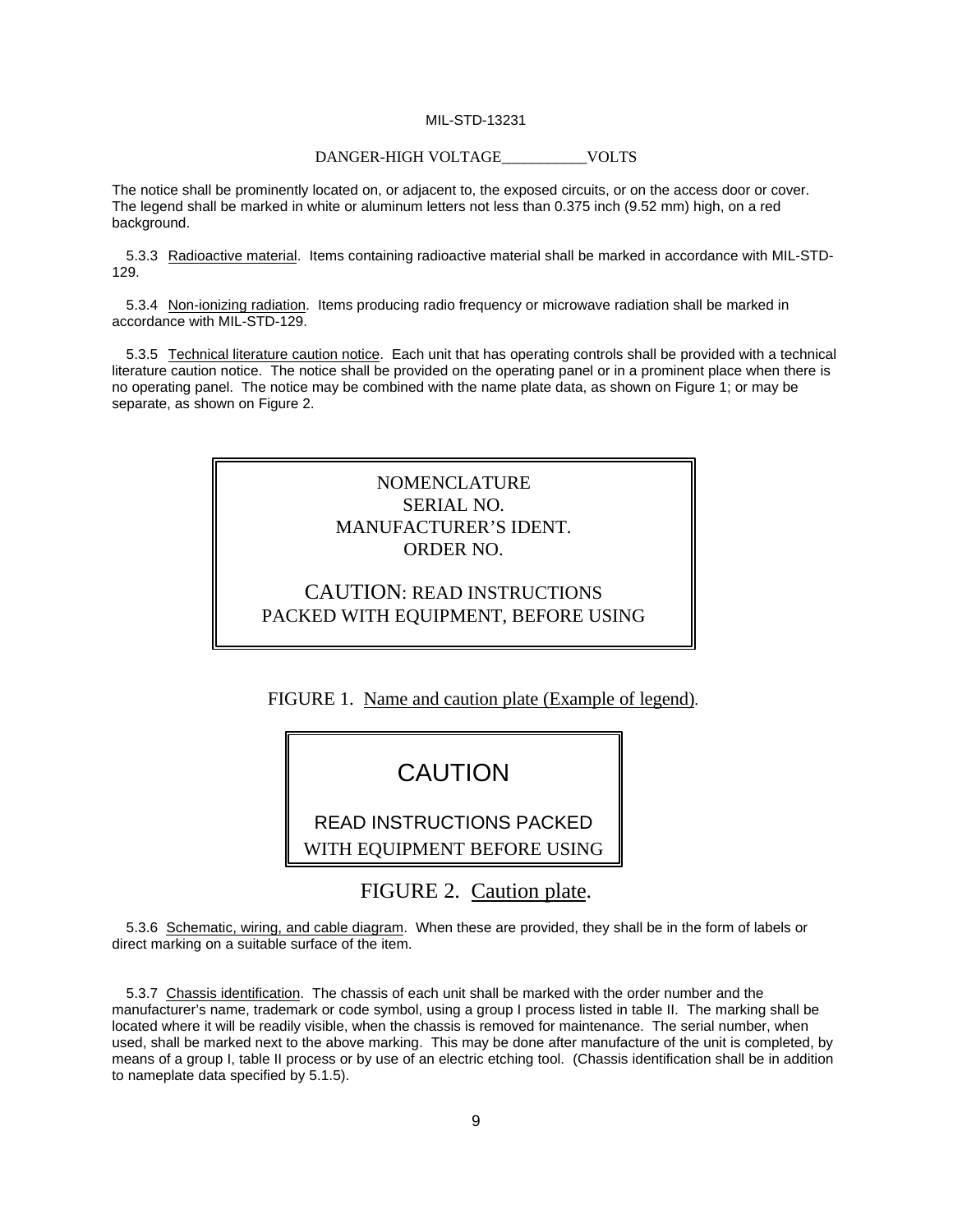DANGER-HIGH VOLTAGE___________VOLTS

The notice shall be prominently located on, or adjacent to, the exposed circuits, or on the access door or cover. The legend shall be marked in white or aluminum letters not less than 0.375 inch (9.52 mm) high, on a red background.

5.3.3 Radioactive material. Items containing radioactive material shall be marked in accordance with MIL-STD-129.

5.3.4 Non-ionizing radiation. Items producing radio frequency or microwave radiation shall be marked in accordance with MIL-STD-129.

5.3.5 Technical literature caution notice. Each unit that has operating controls shall be provided with a technical literature caution notice. The notice shall be provided on the operating panel or in a prominent place when there is no operating panel. The notice may be combined with the name plate data, as shown on Figure 1; or may be separate, as shown on Figure 2.

NOMENCLATURE
SERIAL NO.
MANUFACTURER'S IDENT.
ORDER NO.

CAUTION: READ INSTRUCTIONS
PACKED WITH EQUIPMENT, BEFORE USING

FIGURE 1. Name and caution plate (Example of legend).

CAUTION

READ INSTRUCTIONS PACKED
WITH EQUIPMENT BEFORE USING

FIGURE 2. Caution plate.

5.3.6 Schematic, wiring, and cable diagram. When these are provided, they shall be in the form of labels or direct marking on a suitable surface of the item.

5.3.7 Chassis identification. The chassis of each unit shall be marked with the order number and the manufacturer's name, trademark or code symbol, using a group I process listed in table II. The marking shall be located where it will be readily visible, when the chassis is removed for maintenance. The serial number, when used, shall be marked next to the above marking. This may be done after manufacture of the unit is completed, by means of a group I, table II process or by use of an electric etching tool. (Chassis identification shall be in addition to nameplate data specified by 5.1.5).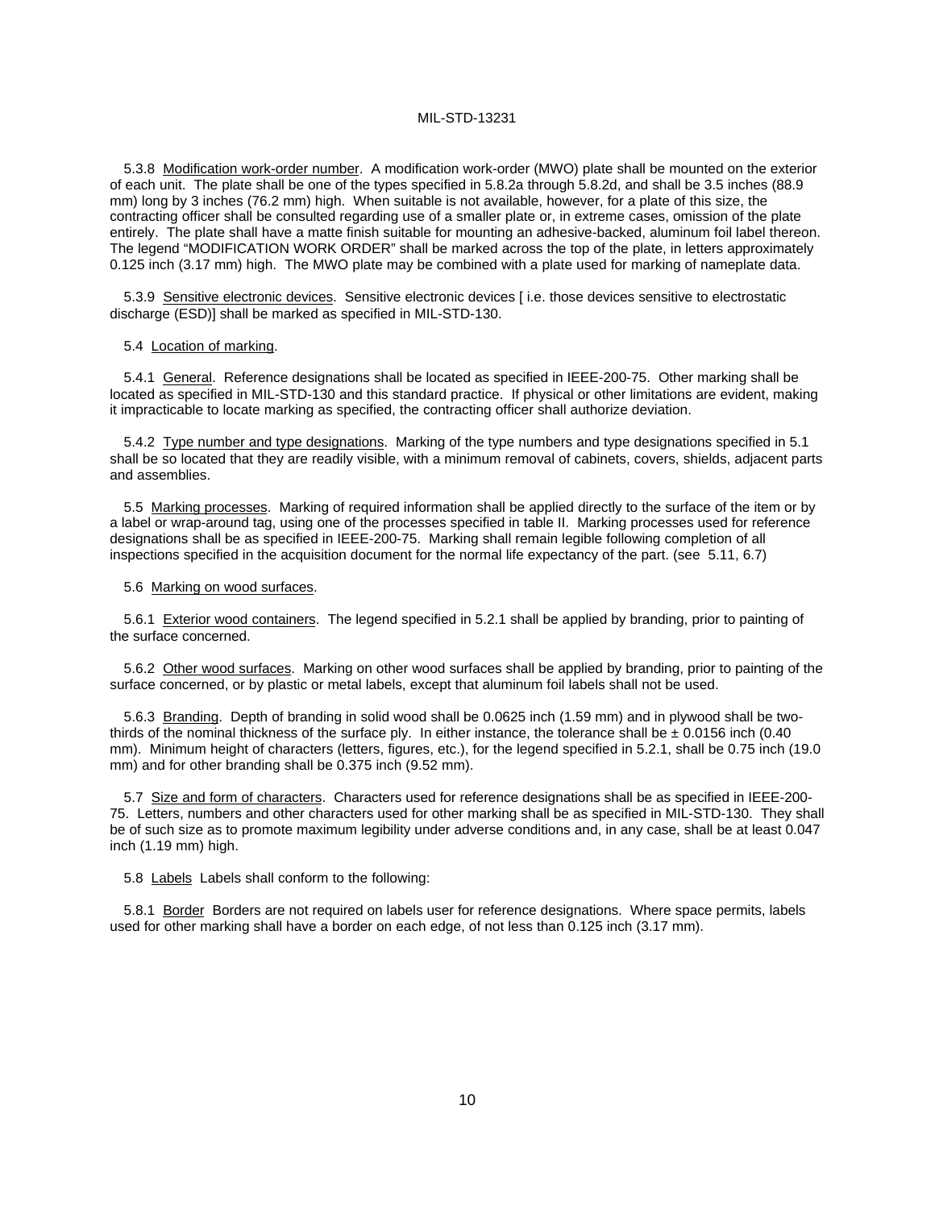5.3.8 Modification work-order number. A modification work-order (MWO) plate shall be mounted on the exterior of each unit. The plate shall be one of the types specified in 5.8.2a through 5.8.2d, and shall be 3.5 inches (88.9 mm) long by 3 inches (76.2 mm) high. When suitable is not available, however, for a plate of this size, the contracting officer shall be consulted regarding use of a smaller plate or, in extreme cases, omission of the plate entirely. The plate shall have a matte finish suitable for mounting an adhesive-backed, aluminum foil label thereon. The legend "MODIFICATION WORK ORDER" shall be marked across the top of the plate, in letters approximately 0.125 inch (3.17 mm) high. The MWO plate may be combined with a plate used for marking of nameplate data.

5.3.9 Sensitive electronic devices. Sensitive electronic devices [ i.e. those devices sensitive to electrostatic discharge (ESD)] shall be marked as specified in MIL-STD-130.

5.4 Location of marking.

5.4.1 General. Reference designations shall be located as specified in IEEE-200-75. Other marking shall be located as specified in MIL-STD-130 and this standard practice. If physical or other limitations are evident, making it impracticable to locate marking as specified, the contracting officer shall authorize deviation.

5.4.2 Type number and type designations. Marking of the type numbers and type designations specified in 5.1 shall be so located that they are readily visible, with a minimum removal of cabinets, covers, shields, adjacent parts and assemblies.

5.5 Marking processes. Marking of required information shall be applied directly to the surface of the item or by a label or wrap-around tag, using one of the processes specified in table II. Marking processes used for reference designations shall be as specified in IEEE-200-75. Marking shall remain legible following completion of all inspections specified in the acquisition document for the normal life expectancy of the part. (see 5.11, 6.7)

5.6 Marking on wood surfaces.

5.6.1 Exterior wood containers. The legend specified in 5.2.1 shall be applied by branding, prior to painting of the surface concerned.

5.6.2 Other wood surfaces. Marking on other wood surfaces shall be applied by branding, prior to painting of the surface concerned, or by plastic or metal labels, except that aluminum foil labels shall not be used.

5.6.3 Branding. Depth of branding in solid wood shall be 0.0625 inch (1.59 mm) and in plywood shall be two-thirds of the nominal thickness of the surface ply. In either instance, the tolerance shall be ± 0.0156 inch (0.40 mm). Minimum height of characters (letters, figures, etc.), for the legend specified in 5.2.1, shall be 0.75 inch (19.0 mm) and for other branding shall be 0.375 inch (9.52 mm).

5.7 Size and form of characters. Characters used for reference designations shall be as specified in IEEE-200-75. Letters, numbers and other characters used for other marking shall be as specified in MIL-STD-130. They shall be of such size as to promote maximum legibility under adverse conditions and, in any case, shall be at least 0.047 inch (1.19 mm) high.

5.8 Labels Labels shall conform to the following:

5.8.1 Border Borders are not required on labels user for reference designations. Where space permits, labels used for other marking shall have a border on each edge, of not less than 0.125 inch (3.17 mm).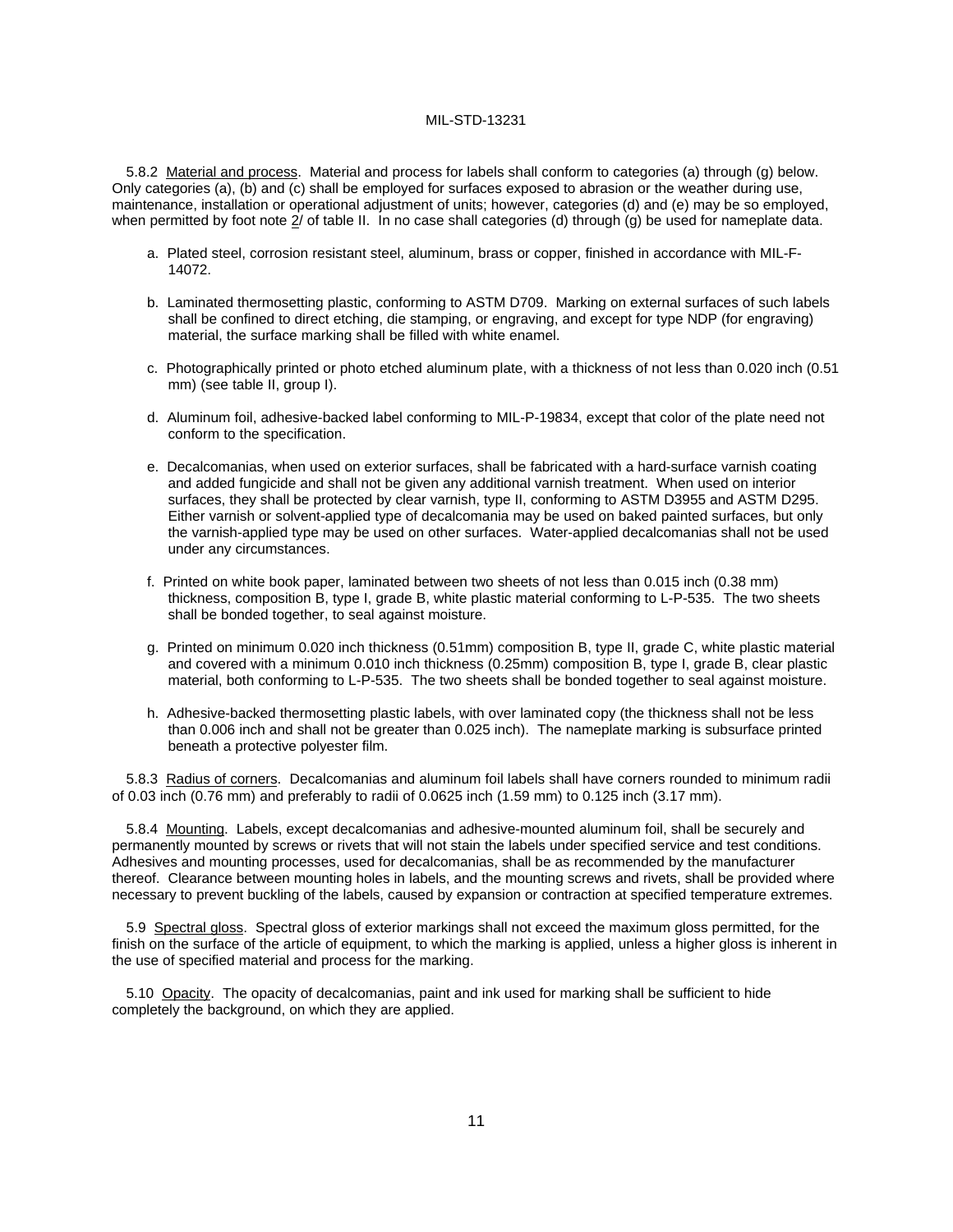5.8.2 Material and process. Material and process for labels shall conform to categories (a) through (g) below. Only categories (a), (b) and (c) shall be employed for surfaces exposed to abrasion or the weather during use, maintenance, installation or operational adjustment of units; however, categories (d) and (e) may be so employed, when permitted by foot note 2/ of table II. In no case shall categories (d) through (g) be used for nameplate data.

a. Plated steel, corrosion resistant steel, aluminum, brass or copper, finished in accordance with MIL-F-14072.

b. Laminated thermosetting plastic, conforming to ASTM D709. Marking on external surfaces of such labels shall be confined to direct etching, die stamping, or engraving, and except for type NDP (for engraving) material, the surface marking shall be filled with white enamel.

c. Photographically printed or photo etched aluminum plate, with a thickness of not less than 0.020 inch (0.51 mm) (see table II, group I).

d. Aluminum foil, adhesive-backed label conforming to MIL-P-19834, except that color of the plate need not conform to the specification.

e. Decalcomanias, when used on exterior surfaces, shall be fabricated with a hard-surface varnish coating and added fungicide and shall not be given any additional varnish treatment. When used on interior surfaces, they shall be protected by clear varnish, type II, conforming to ASTM D3955 and ASTM D295. Either varnish or solvent-applied type of decalcomania may be used on baked painted surfaces, but only the varnish-applied type may be used on other surfaces. Water-applied decalcomanias shall not be used under any circumstances.

f. Printed on white book paper, laminated between two sheets of not less than 0.015 inch (0.38 mm) thickness, composition B, type I, grade B, white plastic material conforming to L-P-535. The two sheets shall be bonded together, to seal against moisture.

g. Printed on minimum 0.020 inch thickness (0.51mm) composition B, type II, grade C, white plastic material and covered with a minimum 0.010 inch thickness (0.25mm) composition B, type I, grade B, clear plastic material, both conforming to L-P-535. The two sheets shall be bonded together to seal against moisture.

h. Adhesive-backed thermosetting plastic labels, with over laminated copy (the thickness shall not be less than 0.006 inch and shall not be greater than 0.025 inch). The nameplate marking is subsurface printed beneath a protective polyester film.

5.8.3 Radius of corners. Decalcomanias and aluminum foil labels shall have corners rounded to minimum radii of 0.03 inch (0.76 mm) and preferably to radii of 0.0625 inch (1.59 mm) to 0.125 inch (3.17 mm).

5.8.4 Mounting. Labels, except decalcomanias and adhesive-mounted aluminum foil, shall be securely and permanently mounted by screws or rivets that will not stain the labels under specified service and test conditions. Adhesives and mounting processes, used for decalcomanias, shall be as recommended by the manufacturer thereof. Clearance between mounting holes in labels, and the mounting screws and rivets, shall be provided where necessary to prevent buckling of the labels, caused by expansion or contraction at specified temperature extremes.

5.9 Spectral gloss. Spectral gloss of exterior markings shall not exceed the maximum gloss permitted, for the finish on the surface of the article of equipment, to which the marking is applied, unless a higher gloss is inherent in the use of specified material and process for the marking.

5.10 Opacity. The opacity of decalcomanias, paint and ink used for marking shall be sufficient to hide completely the background, on which they are applied.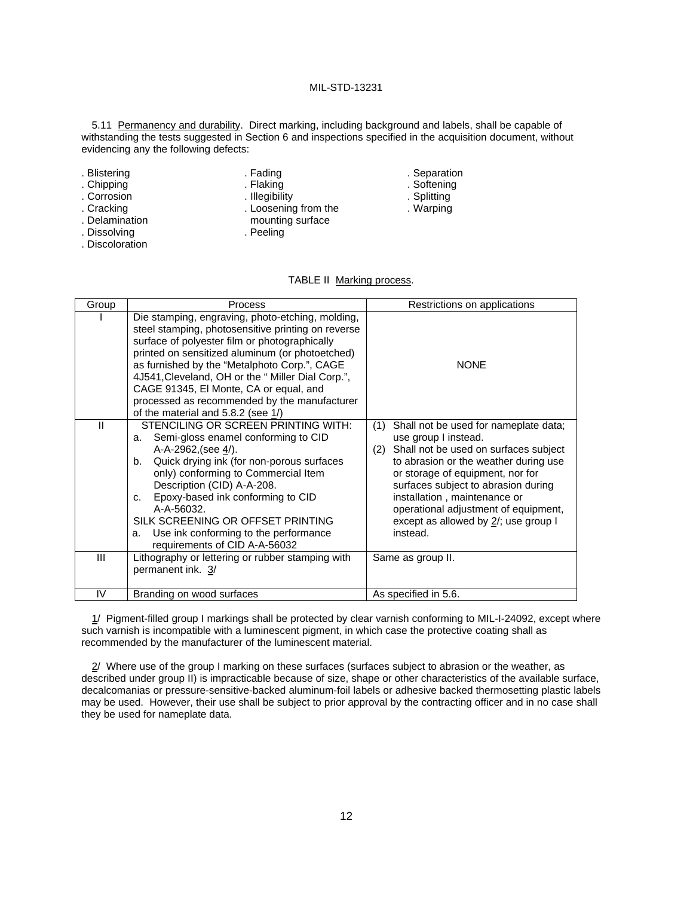5.11 Permanency and durability. Direct marking, including background and labels, shall be capable of withstanding the tests suggested in Section 6 and inspections specified in the acquisition document, without evidencing any the following defects:

- . Blistering
- . Chipping
- . Corrosion
- . Cracking
- . Delamination
- . Dissolving
- . Discoloration
- . Fading
- . Flaking
- . Illegibility
- . Loosening from the mounting surface
- . Peeling
- . Separation
- . Softening
- . Splitting
- . Warping

TABLE II Marking process.

| Group | Process | Restrictions on applications |
|---|---|---|
| I | Die stamping, engraving, photo-etching, molding, steel stamping, photosensitive printing on reverse surface of polyester film or photographically printed on sensitized aluminum (or photoetched) as furnished by the "Metalphoto Corp.", CAGE 4J541,Cleveland, OH or the " Miller Dial Corp.", CAGE 91345, El Monte, CA or equal, and processed as recommended by the manufacturer of the material and 5.8.2 (see 1/) | NONE |
| II | STENCILING OR SCREEN PRINTING WITH: a. Semi-gloss enamel conforming to CID A-A-2962,(see 4/). b. Quick drying ink (for non-porous surfaces only) conforming to Commercial Item Description (CID) A-A-208. c. Epoxy-based ink conforming to CID A-A-56032. SILK SCREENING OR OFFSET PRINTING a. Use ink conforming to the performance requirements of CID A-A-56032 | (1) Shall not be used for nameplate data; use group I instead. (2) Shall not be used on surfaces subject to abrasion or the weather during use or storage of equipment, nor for surfaces subject to abrasion during installation , maintenance or operational adjustment of equipment, except as allowed by 2/; use group I instead. |
| III | Lithography or lettering or rubber stamping with permanent ink. 3/ | Same as group II. |
| IV | Branding on wood surfaces | As specified in 5.6. |

1/ Pigment-filled group I markings shall be protected by clear varnish conforming to MIL-I-24092, except where such varnish is incompatible with a luminescent pigment, in which case the protective coating shall as recommended by the manufacturer of the luminescent material.

2/ Where use of the group I marking on these surfaces (surfaces subject to abrasion or the weather, as described under group II) is impracticable because of size, shape or other characteristics of the available surface, decalcomanias or pressure-sensitive-backed aluminum-foil labels or adhesive backed thermosetting plastic labels may be used. However, their use shall be subject to prior approval by the contracting officer and in no case shall they be used for nameplate data.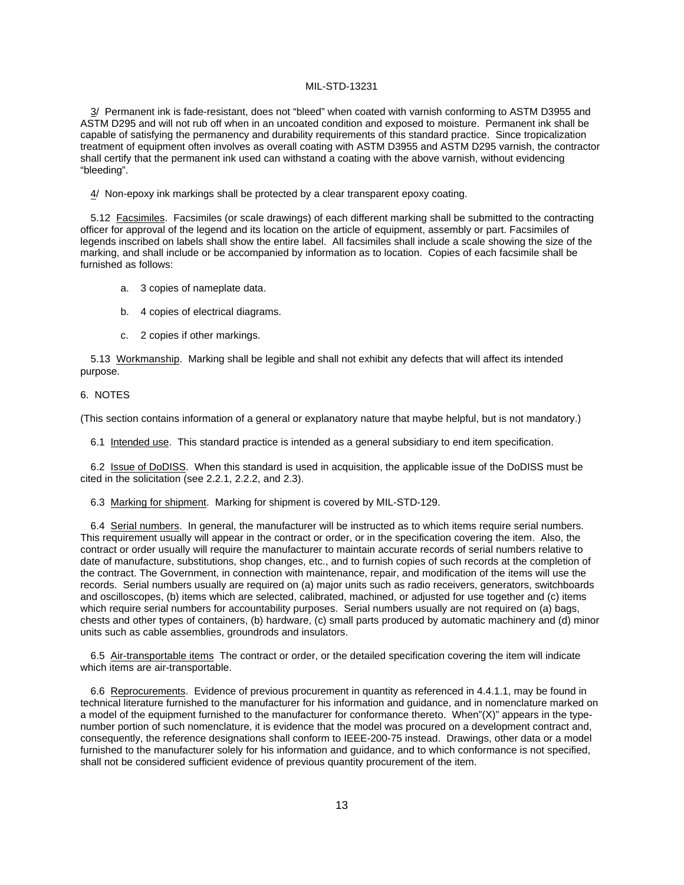3/ Permanent ink is fade-resistant, does not "bleed" when coated with varnish conforming to ASTM D3955 and ASTM D295 and will not rub off when in an uncoated condition and exposed to moisture. Permanent ink shall be capable of satisfying the permanency and durability requirements of this standard practice. Since tropicalization treatment of equipment often involves as overall coating with ASTM D3955 and ASTM D295 varnish, the contractor shall certify that the permanent ink used can withstand a coating with the above varnish, without evidencing "bleeding".

4/ Non-epoxy ink markings shall be protected by a clear transparent epoxy coating.

5.12 Facsimiles. Facsimiles (or scale drawings) of each different marking shall be submitted to the contracting officer for approval of the legend and its location on the article of equipment, assembly or part. Facsimiles of legends inscribed on labels shall show the entire label. All facsimiles shall include a scale showing the size of the marking, and shall include or be accompanied by information as to location. Copies of each facsimile shall be furnished as follows:

a. 3 copies of nameplate data.

b. 4 copies of electrical diagrams.

c. 2 copies if other markings.

5.13 Workmanship. Marking shall be legible and shall not exhibit any defects that will affect its intended purpose.

## 6. NOTES

(This section contains information of a general or explanatory nature that maybe helpful, but is not mandatory.)

6.1 Intended use. This standard practice is intended as a general subsidiary to end item specification.

6.2 Issue of DoDISS. When this standard is used in acquisition, the applicable issue of the DoDISS must be cited in the solicitation (see 2.2.1, 2.2.2, and 2.3).

6.3 Marking for shipment. Marking for shipment is covered by MIL-STD-129.

6.4 Serial numbers. In general, the manufacturer will be instructed as to which items require serial numbers. This requirement usually will appear in the contract or order, or in the specification covering the item. Also, the contract or order usually will require the manufacturer to maintain accurate records of serial numbers relative to date of manufacture, substitutions, shop changes, etc., and to furnish copies of such records at the completion of the contract. The Government, in connection with maintenance, repair, and modification of the items will use the records. Serial numbers usually are required on (a) major units such as radio receivers, generators, switchboards and oscilloscopes, (b) items which are selected, calibrated, machined, or adjusted for use together and (c) items which require serial numbers for accountability purposes. Serial numbers usually are not required on (a) bags, chests and other types of containers, (b) hardware, (c) small parts produced by automatic machinery and (d) minor units such as cable assemblies, groundrods and insulators.

6.5 Air-transportable items The contract or order, or the detailed specification covering the item will indicate which items are air-transportable.

6.6 Reprocurements. Evidence of previous procurement in quantity as referenced in 4.4.1.1, may be found in technical literature furnished to the manufacturer for his information and guidance, and in nomenclature marked on a model of the equipment furnished to the manufacturer for conformance thereto. When"(X)" appears in the type-number portion of such nomenclature, it is evidence that the model was procured on a development contract and, consequently, the reference designations shall conform to IEEE-200-75 instead. Drawings, other data or a model furnished to the manufacturer solely for his information and guidance, and to which conformance is not specified, shall not be considered sufficient evidence of previous quantity procurement of the item.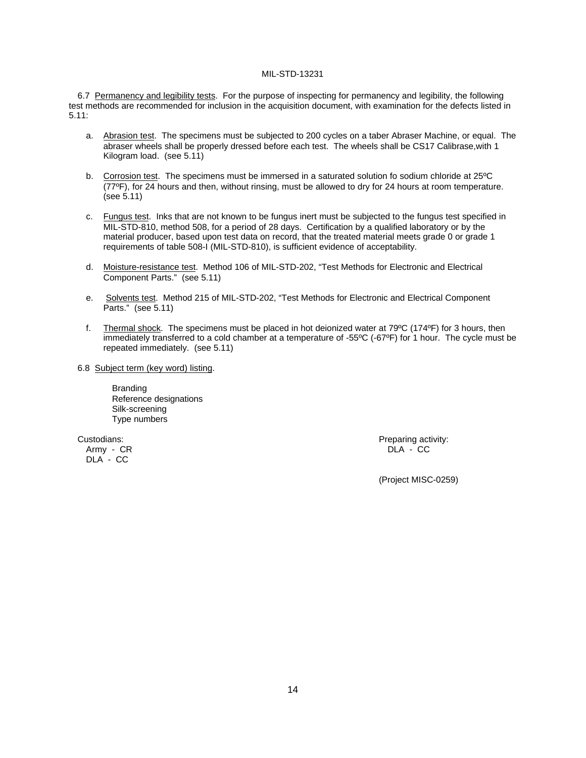6.7 Permanency and legibility tests. For the purpose of inspecting for permanency and legibility, the following test methods are recommended for inclusion in the acquisition document, with examination for the defects listed in 5.11:

a. Abrasion test. The specimens must be subjected to 200 cycles on a taber Abraser Machine, or equal. The abraser wheels shall be properly dressed before each test. The wheels shall be CS17 Calibrase,with 1 Kilogram load. (see 5.11)

b. Corrosion test. The specimens must be immersed in a saturated solution fo sodium chloride at 25ºC (77ºF), for 24 hours and then, without rinsing, must be allowed to dry for 24 hours at room temperature. (see 5.11)

c. Fungus test. Inks that are not known to be fungus inert must be subjected to the fungus test specified in MIL-STD-810, method 508, for a period of 28 days. Certification by a qualified laboratory or by the material producer, based upon test data on record, that the treated material meets grade 0 or grade 1 requirements of table 508-I (MIL-STD-810), is sufficient evidence of acceptability.

d. Moisture-resistance test. Method 106 of MIL-STD-202, "Test Methods for Electronic and Electrical Component Parts." (see 5.11)

e. Solvents test. Method 215 of MIL-STD-202, "Test Methods for Electronic and Electrical Component Parts." (see 5.11)

f. Thermal shock. The specimens must be placed in hot deionized water at 79ºC (174ºF) for 3 hours, then immediately transferred to a cold chamber at a temperature of -55ºC (-67ºF) for 1 hour. The cycle must be repeated immediately. (see 5.11)

6.8 Subject term (key word) listing.

Branding
Reference designations
Silk-screening
Type numbers

Custodians:
Army - CR
DLA - CC

Preparing activity:
DLA - CC

(Project MISC-0259)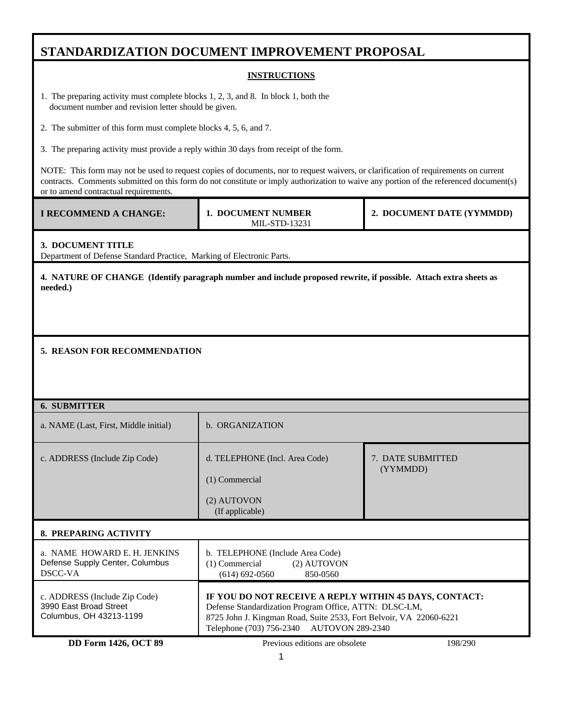# STANDARDIZATION DOCUMENT IMPROVEMENT PROPOSAL

**INSTRUCTIONS**

1. The preparing activity must complete blocks 1, 2, 3, and 8. In block 1, both the document number and revision letter should be given.

2. The submitter of this form must complete blocks 4, 5, 6, and 7.

3. The preparing activity must provide a reply within 30 days from receipt of the form.

NOTE: This form may not be used to request copies of documents, nor to request waivers, or clarification of requirements on current contracts. Comments submitted on this form do not constitute or imply authorization to waive any portion of the referenced document(s) or to amend contractual requirements.

| | | |
|---|---|---|
| **I RECOMMEND A CHANGE:** | **1. DOCUMENT NUMBER** MIL-STD-13231 | **2. DOCUMENT DATE (YYMMDD)** |

**3. DOCUMENT TITLE**
Department of Defense Standard Practice, Marking of Electronic Parts.

**4. NATURE OF CHANGE (Identify paragraph number and include proposed rewrite, if possible. Attach extra sheets as needed.)**

**5. REASON FOR RECOMMENDATION**

**6. SUBMITTER**

| | | |
|---|---|---|
| a. NAME (Last, First, Middle initial) | b. ORGANIZATION | |
| c. ADDRESS (Include Zip Code) | d. TELEPHONE (Incl. Area Code)<br>(1) Commercial<br>(2) AUTOVON (If applicable) | 7. DATE SUBMITTED (YYMMDD) |

**8. PREPARING ACTIVITY**

| | |
|---|---|
| a. NAME HOWARD E. H. JENKINS<br>Defense Supply Center, Columbus<br>DSCC-VA | b. TELEPHONE (Include Area Code)<br>(1) Commercial (614) 692-0560<br>(2) AUTOVON 850-0560 |
| c. ADDRESS (Include Zip Code)<br>3990 East Broad Street<br>Columbus, OH 43213-1199 | **IF YOU DO NOT RECEIVE A REPLY WITHIN 45 DAYS, CONTACT:**<br>Defense Standardization Program Office, ATTN: DLSC-LM,<br>8725 John J. Kingman Road, Suite 2533, Fort Belvoir, VA 22060-6221<br>Telephone (703) 756-2340 AUTOVON 289-2340 |

**DD Form 1426, OCT 89** Previous editions are obsolete 198/290